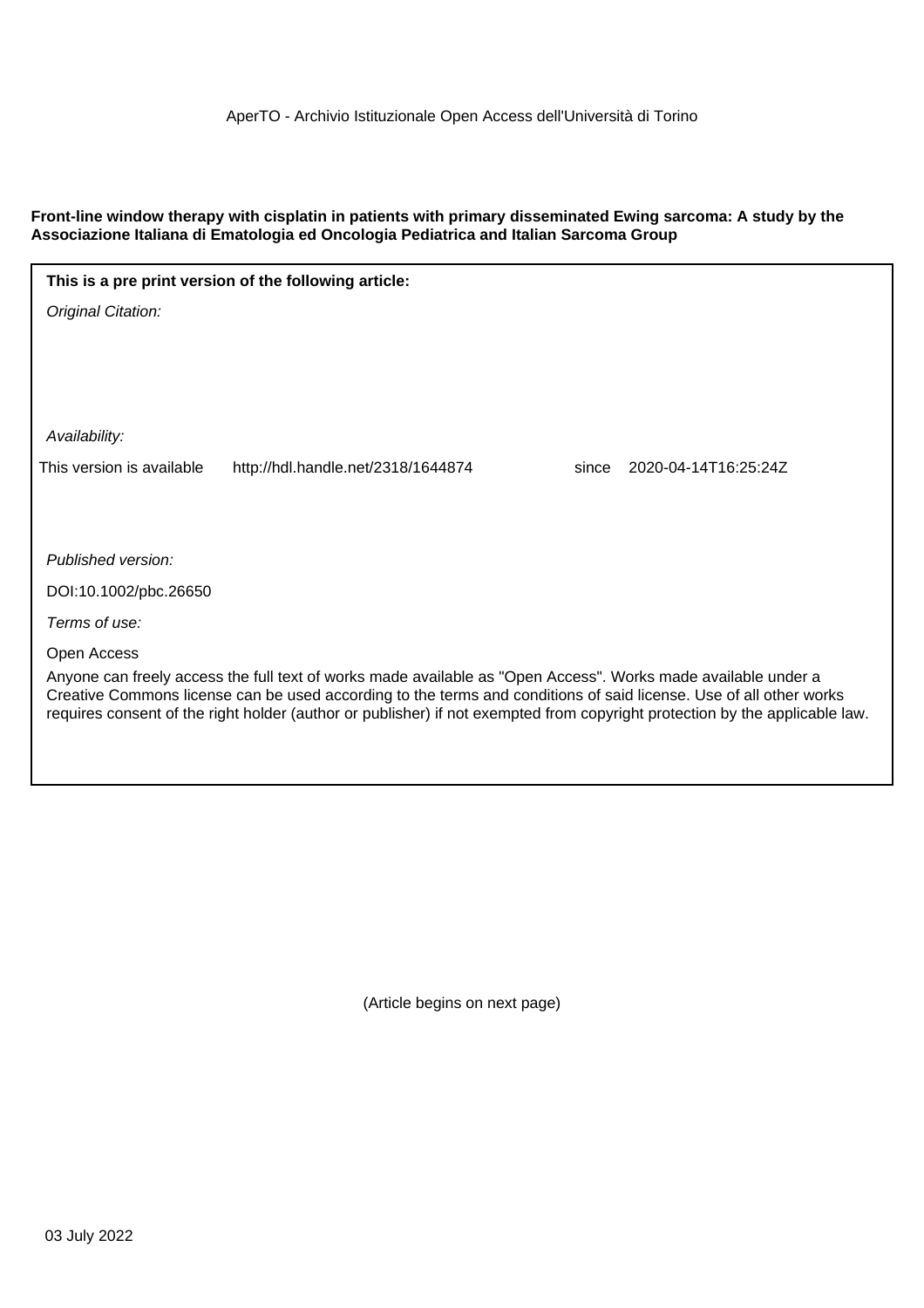AperTO - Archivio Istituzionale Open Access dell'Università di Torino

**Front-line window therapy with cisplatin in patients with primary disseminated Ewing sarcoma: A study by the Associazione Italiana di Ematologia ed Oncologia Pediatrica and Italian Sarcoma Group**

**This is a pre print version of the following article:**

*Original Citation:*

*Availability:*

This version is available http://hdl.handle.net/2318/1644874 since 2020-04-14T16:25:24Z

*Published version:*

DOI:10.1002/pbc.26650

*Terms of use:*

Open Access

Anyone can freely access the full text of works made available as "Open Access". Works made available under a Creative Commons license can be used according to the terms and conditions of said license. Use of all other works requires consent of the right holder (author or publisher) if not exempted from copyright protection by the applicable law.

(Article begins on next page)

03 July 2022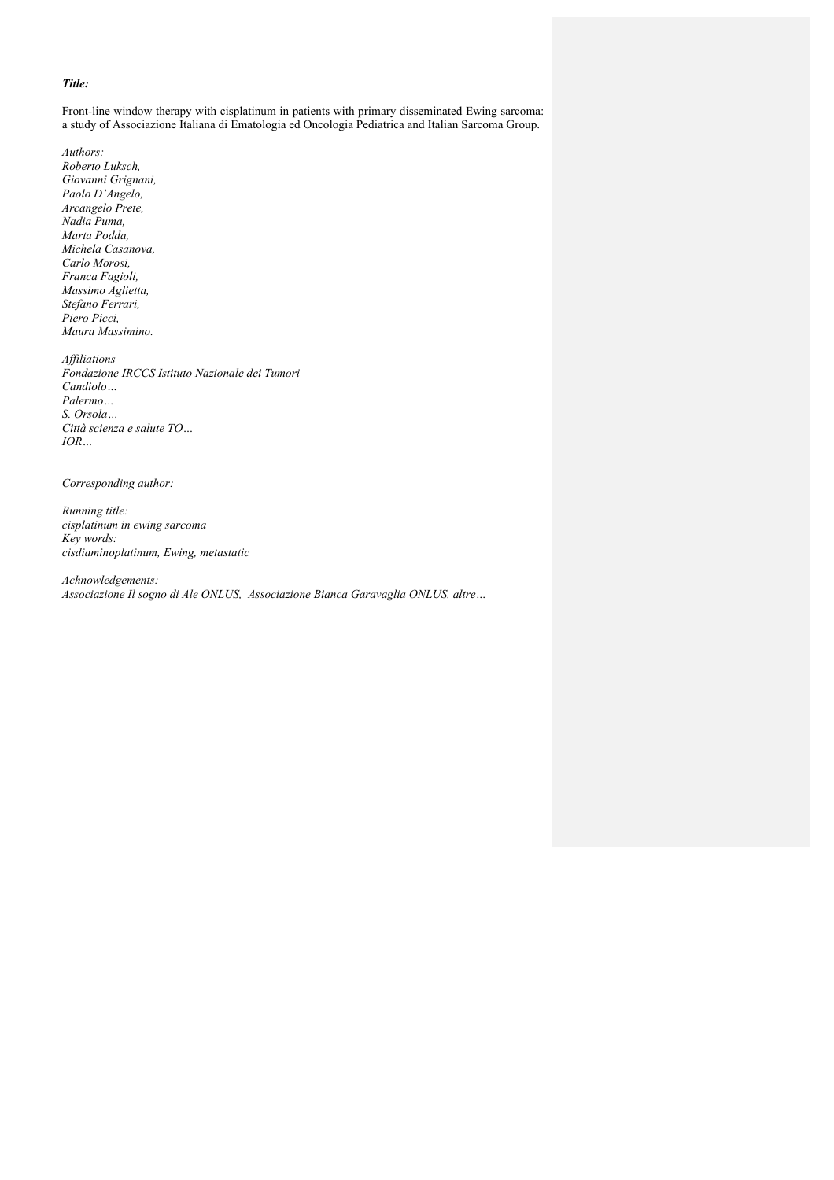***Title:***

Front-line window therapy with cisplatinum in patients with primary disseminated Ewing sarcoma: a study of Associazione Italiana di Ematologia ed Oncologia Pediatrica and Italian Sarcoma Group.

*Authors:*
*Roberto Luksch,*
*Giovanni Grignani,*
*Paolo D'Angelo,*
*Arcangelo Prete,*
*Nadia Puma,*
*Marta Podda,*
*Michela Casanova,*
*Carlo Morosi,*
*Franca Fagioli,*
*Massimo Aglietta,*
*Stefano Ferrari,*
*Piero Picci,*
*Maura Massimino.*

*Affiliations*
*Fondazione IRCCS Istituto Nazionale dei Tumori*
*Candiolo…*
*Palermo…*
*S. Orsola…*
*Città scienza e salute TO…*
*IOR…*

*Corresponding author:*

*Running title:*
*cisplatinum in ewing sarcoma*
*Key words:*
*cisdiaminoplatinum, Ewing, metastatic*

*Achnowledgements:*
*Associazione Il sogno di Ale ONLUS, Associazione Bianca Garavaglia ONLUS, altre…*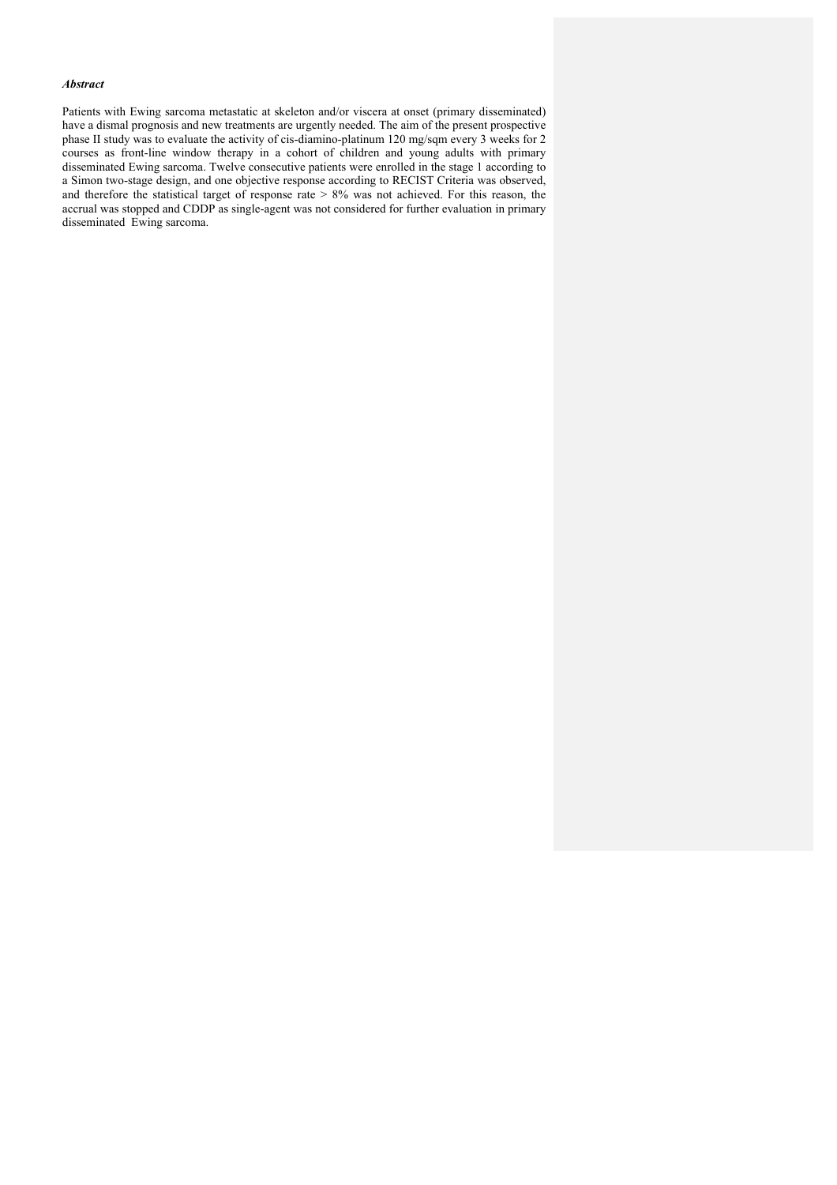***Abstract***

Patients with Ewing sarcoma metastatic at skeleton and/or viscera at onset (primary disseminated) have a dismal prognosis and new treatments are urgently needed. The aim of the present prospective phase II study was to evaluate the activity of cis-diamino-platinum 120 mg/sqm every 3 weeks for 2 courses as front-line window therapy in a cohort of children and young adults with primary disseminated Ewing sarcoma. Twelve consecutive patients were enrolled in the stage 1 according to a Simon two-stage design, and one objective response according to RECIST Criteria was observed, and therefore the statistical target of response rate > 8% was not achieved. For this reason, the accrual was stopped and CDDP as single-agent was not considered for further evaluation in primary disseminated Ewing sarcoma.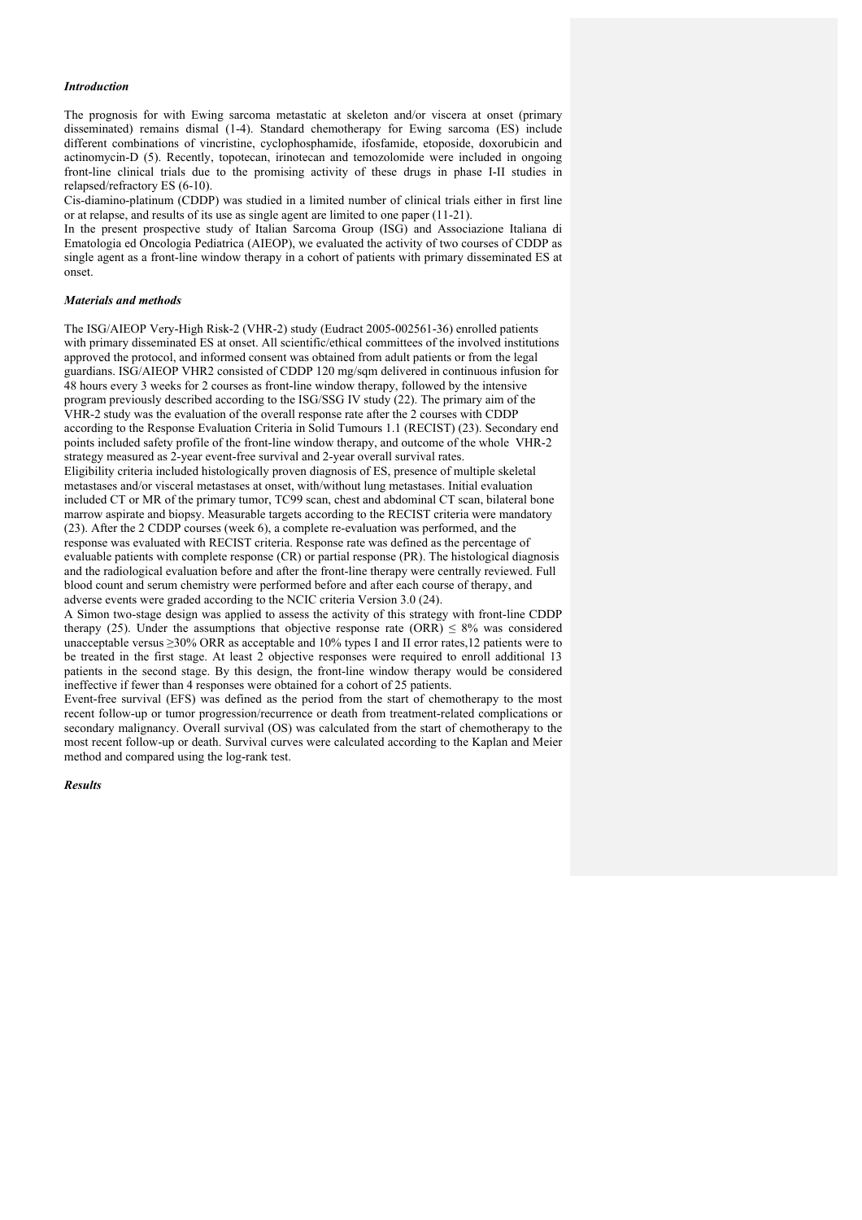***Introduction***

The prognosis for with Ewing sarcoma metastatic at skeleton and/or viscera at onset (primary disseminated) remains dismal (1-4). Standard chemotherapy for Ewing sarcoma (ES) include different combinations of vincristine, cyclophosphamide, ifosfamide, etoposide, doxorubicin and actinomycin-D (5). Recently, topotecan, irinotecan and temozolomide were included in ongoing front-line clinical trials due to the promising activity of these drugs in phase I-II studies in relapsed/refractory ES (6-10).

Cis-diamino-platinum (CDDP) was studied in a limited number of clinical trials either in first line or at relapse, and results of its use as single agent are limited to one paper (11-21).

In the present prospective study of Italian Sarcoma Group (ISG) and Associazione Italiana di Ematologia ed Oncologia Pediatrica (AIEOP), we evaluated the activity of two courses of CDDP as single agent as a front-line window therapy in a cohort of patients with primary disseminated ES at onset.

***Materials and methods***

The ISG/AIEOP Very-High Risk-2 (VHR-2) study (Eudract 2005-002561-36) enrolled patients with primary disseminated ES at onset. All scientific/ethical committees of the involved institutions approved the protocol, and informed consent was obtained from adult patients or from the legal guardians. ISG/AIEOP VHR2 consisted of CDDP 120 mg/sqm delivered in continuous infusion for 48 hours every 3 weeks for 2 courses as front-line window therapy, followed by the intensive program previously described according to the ISG/SSG IV study (22). The primary aim of the VHR-2 study was the evaluation of the overall response rate after the 2 courses with CDDP according to the Response Evaluation Criteria in Solid Tumours 1.1 (RECIST) (23). Secondary end points included safety profile of the front-line window therapy, and outcome of the whole VHR-2 strategy measured as 2-year event-free survival and 2-year overall survival rates.

Eligibility criteria included histologically proven diagnosis of ES, presence of multiple skeletal metastases and/or visceral metastases at onset, with/without lung metastases. Initial evaluation included CT or MR of the primary tumor, TC99 scan, chest and abdominal CT scan, bilateral bone marrow aspirate and biopsy. Measurable targets according to the RECIST criteria were mandatory (23). After the 2 CDDP courses (week 6), a complete re-evaluation was performed, and the response was evaluated with RECIST criteria. Response rate was defined as the percentage of evaluable patients with complete response (CR) or partial response (PR). The histological diagnosis and the radiological evaluation before and after the front-line therapy were centrally reviewed. Full blood count and serum chemistry were performed before and after each course of therapy, and adverse events were graded according to the NCIC criteria Version 3.0 (24).

A Simon two-stage design was applied to assess the activity of this strategy with front-line CDDP therapy (25). Under the assumptions that objective response rate (ORR) $\leq$ 8% was considered unacceptable versus $\geq$30% ORR as acceptable and 10% types I and II error rates,12 patients were to be treated in the first stage. At least 2 objective responses were required to enroll additional 13 patients in the second stage. By this design, the front-line window therapy would be considered ineffective if fewer than 4 responses were obtained for a cohort of 25 patients.

Event-free survival (EFS) was defined as the period from the start of chemotherapy to the most recent follow-up or tumor progression/recurrence or death from treatment-related complications or secondary malignancy. Overall survival (OS) was calculated from the start of chemotherapy to the most recent follow-up or death. Survival curves were calculated according to the Kaplan and Meier method and compared using the log-rank test.

***Results***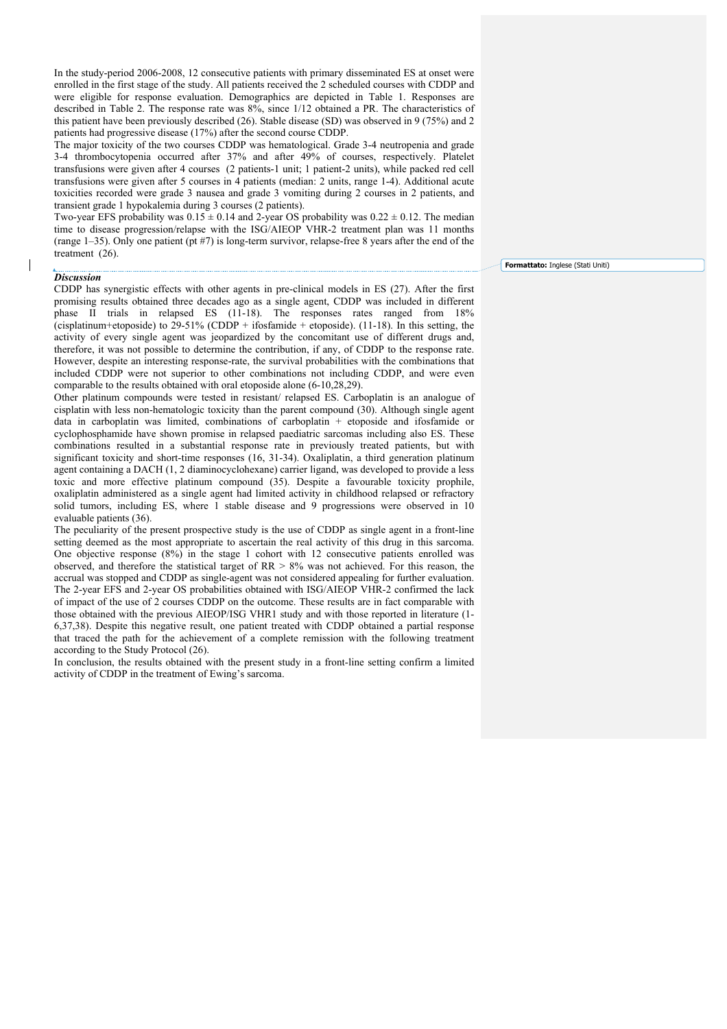In the study-period 2006-2008, 12 consecutive patients with primary disseminated ES at onset were enrolled in the first stage of the study. All patients received the 2 scheduled courses with CDDP and were eligible for response evaluation. Demographics are depicted in Table 1. Responses are described in Table 2. The response rate was 8%, since 1/12 obtained a PR. The characteristics of this patient have been previously described (26). Stable disease (SD) was observed in 9 (75%) and 2 patients had progressive disease (17%) after the second course CDDP.

The major toxicity of the two courses CDDP was hematological. Grade 3-4 neutropenia and grade 3-4 thrombocytopenia occurred after 37% and after 49% of courses, respectively. Platelet transfusions were given after 4 courses (2 patients-1 unit; 1 patient-2 units), while packed red cell transfusions were given after 5 courses in 4 patients (median: 2 units, range 1-4). Additional acute toxicities recorded were grade 3 nausea and grade 3 vomiting during 2 courses in 2 patients, and transient grade 1 hypokalemia during 3 courses (2 patients).

Two-year EFS probability was $0.15 \pm 0.14$ and 2-year OS probability was $0.22 \pm 0.12$. The median time to disease progression/relapse with the ISG/AIEOP VHR-2 treatment plan was 11 months (range 1–35). Only one patient (pt #7) is long-term survivor, relapse-free 8 years after the end of the treatment (26).

### *Discussion*

CDDP has synergistic effects with other agents in pre-clinical models in ES (27). After the first promising results obtained three decades ago as a single agent, CDDP was included in different phase II trials in relapsed ES (11-18). The responses rates ranged from 18% (cisplatinum+etoposide) to 29-51% (CDDP + ifosfamide + etoposide). (11-18). In this setting, the activity of every single agent was jeopardized by the concomitant use of different drugs and, therefore, it was not possible to determine the contribution, if any, of CDDP to the response rate. However, despite an interesting response-rate, the survival probabilities with the combinations that included CDDP were not superior to other combinations not including CDDP, and were even comparable to the results obtained with oral etoposide alone (6-10,28,29).

Other platinum compounds were tested in resistant/ relapsed ES. Carboplatin is an analogue of cisplatin with less non-hematologic toxicity than the parent compound (30). Although single agent data in carboplatin was limited, combinations of carboplatin + etoposide and ifosfamide or cyclophosphamide have shown promise in relapsed paediatric sarcomas including also ES. These combinations resulted in a substantial response rate in previously treated patients, but with significant toxicity and short-time responses (16, 31-34). Oxaliplatin, a third generation platinum agent containing a DACH (1, 2 diaminocyclohexane) carrier ligand, was developed to provide a less toxic and more effective platinum compound (35). Despite a favourable toxicity prophile, oxaliplatin administered as a single agent had limited activity in childhood relapsed or refractory solid tumors, including ES, where 1 stable disease and 9 progressions were observed in 10 evaluable patients (36).

The peculiarity of the present prospective study is the use of CDDP as single agent in a front-line setting deemed as the most appropriate to ascertain the real activity of this drug in this sarcoma. One objective response (8%) in the stage 1 cohort with 12 consecutive patients enrolled was observed, and therefore the statistical target of RR > 8% was not achieved. For this reason, the accrual was stopped and CDDP as single-agent was not considered appealing for further evaluation. The 2-year EFS and 2-year OS probabilities obtained with ISG/AIEOP VHR-2 confirmed the lack of impact of the use of 2 courses CDDP on the outcome. These results are in fact comparable with those obtained with the previous AIEOP/ISG VHR1 study and with those reported in literature (1-6,37,38). Despite this negative result, one patient treated with CDDP obtained a partial response that traced the path for the achievement of a complete remission with the following treatment according to the Study Protocol (26).

In conclusion, the results obtained with the present study in a front-line setting confirm a limited activity of CDDP in the treatment of Ewing's sarcoma.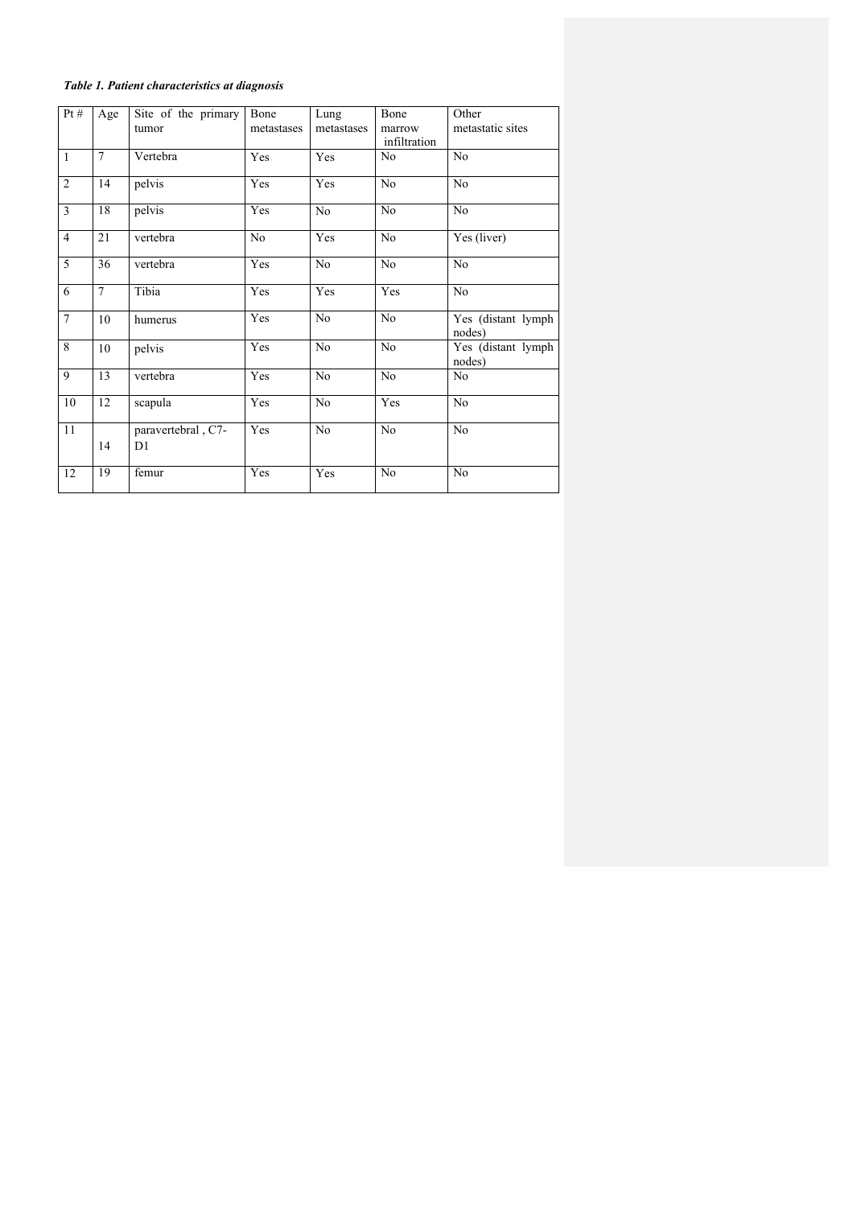***Table 1. Patient characteristics at diagnosis***

| Pt # | Age | Site of the primary tumor | Bone metastases | Lung metastases | Bone marrow infiltration | Other metastatic sites |
|---|---|---|---|---|---|---|
| 1 | 7 | Vertebra | Yes | Yes | No | No |
| 2 | 14 | pelvis | Yes | Yes | No | No |
| 3 | 18 | pelvis | Yes | No | No | No |
| 4 | 21 | vertebra | No | Yes | No | Yes (liver) |
| 5 | 36 | vertebra | Yes | No | No | No |
| 6 | 7 | Tibia | Yes | Yes | Yes | No |
| 7 | 10 | humerus | Yes | No | No | Yes (distant lymph nodes) |
| 8 | 10 | pelvis | Yes | No | No | Yes (distant lymph nodes) |
| 9 | 13 | vertebra | Yes | No | No | No |
| 10 | 12 | scapula | Yes | No | Yes | No |
| 11 | 14 | paravertebral , C7-D1 | Yes | No | No | No |
| 12 | 19 | femur | Yes | Yes | No | No |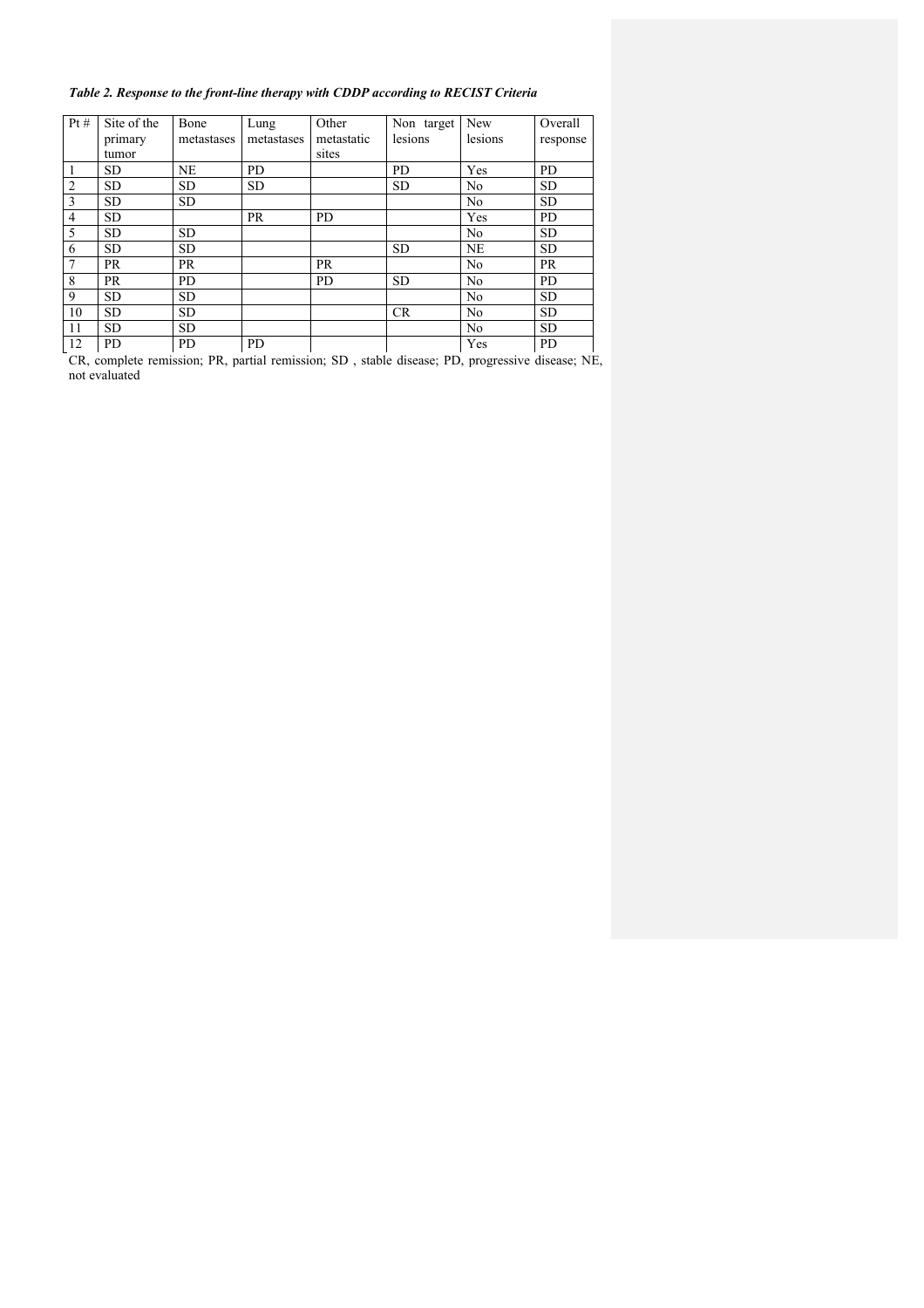***Table 2. Response to the front-line therapy with CDDP according to RECIST Criteria***

| Pt # | Site of the primary tumor | Bone metastases | Lung metastases | Other metastatic sites | Non target lesions | New lesions | Overall response |
|---|---|---|---|---|---|---|---|
| 1 | SD | NE | PD | | PD | Yes | PD |
| 2 | SD | SD | SD | | SD | No | SD |
| 3 | SD | SD | | | | No | SD |
| 4 | SD | | PR | PD | | Yes | PD |
| 5 | SD | SD | | | | No | SD |
| 6 | SD | SD | | | SD | NE | SD |
| 7 | PR | PR | | PR | | No | PR |
| 8 | PR | PD | | PD | SD | No | PD |
| 9 | SD | SD | | | | No | SD |
| 10 | SD | SD | | | CR | No | SD |
| 11 | SD | SD | | | | No | SD |
| 12 | PD | PD | PD | | | Yes | PD |

CR, complete remission; PR, partial remission; SD , stable disease; PD, progressive disease; NE, not evaluated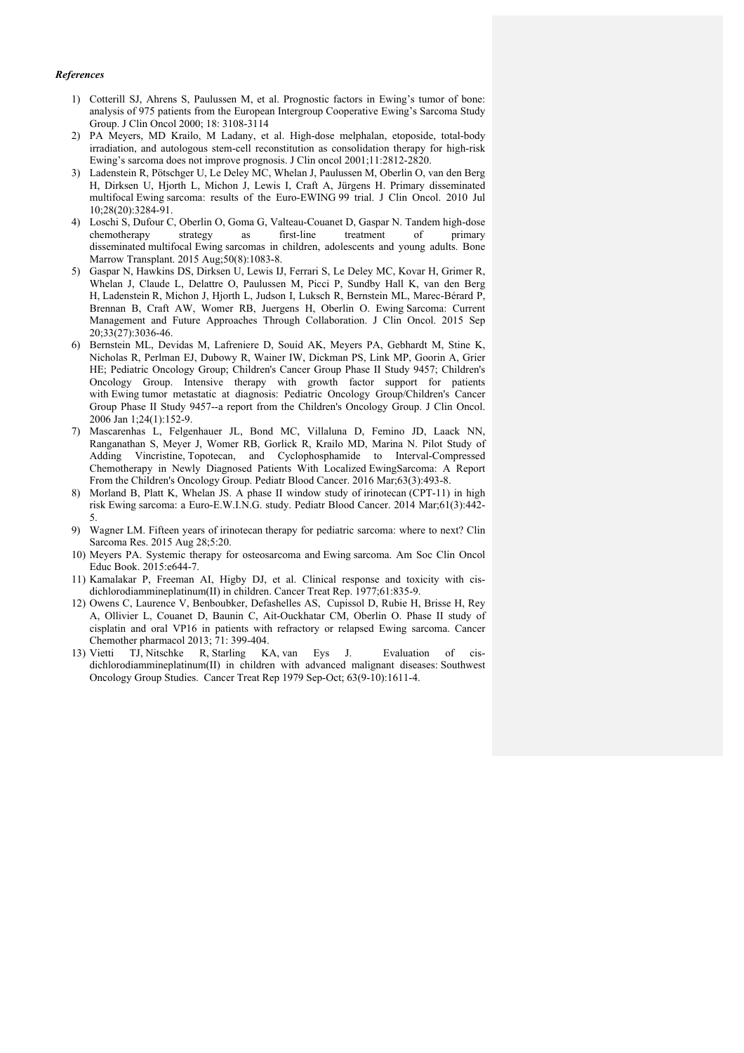***References***

1) Cotterill SJ, Ahrens S, Paulussen M, et al. Prognostic factors in Ewing's tumor of bone: analysis of 975 patients from the European Intergroup Cooperative Ewing's Sarcoma Study Group. J Clin Oncol 2000; 18: 3108-3114
2) PA Meyers, MD Krailo, M Ladany, et al. High-dose melphalan, etoposide, total-body irradiation, and autologous stem-cell reconstitution as consolidation therapy for high-risk Ewing's sarcoma does not improve prognosis. J Clin oncol 2001;11:2812-2820.
3) Ladenstein R, Pötschger U, Le Deley MC, Whelan J, Paulussen M, Oberlin O, van den Berg H, Dirksen U, Hjorth L, Michon J, Lewis I, Craft A, Jürgens H. Primary disseminated multifocal Ewing sarcoma: results of the Euro-EWING 99 trial. J Clin Oncol. 2010 Jul 10;28(20):3284-91.
4) Loschi S, Dufour C, Oberlin O, Goma G, Valteau-Couanet D, Gaspar N. Tandem high-dose chemotherapy strategy as first-line treatment of primary disseminated multifocal Ewing sarcomas in children, adolescents and young adults. Bone Marrow Transplant. 2015 Aug;50(8):1083-8.
5) Gaspar N, Hawkins DS, Dirksen U, Lewis IJ, Ferrari S, Le Deley MC, Kovar H, Grimer R, Whelan J, Claude L, Delattre O, Paulussen M, Picci P, Sundby Hall K, van den Berg H, Ladenstein R, Michon J, Hjorth L, Judson I, Luksch R, Bernstein ML, Marec-Bérard P, Brennan B, Craft AW, Womer RB, Juergens H, Oberlin O. Ewing Sarcoma: Current Management and Future Approaches Through Collaboration. J Clin Oncol. 2015 Sep 20;33(27):3036-46.
6) Bernstein ML, Devidas M, Lafreniere D, Souid AK, Meyers PA, Gebhardt M, Stine K, Nicholas R, Perlman EJ, Dubowy R, Wainer IW, Dickman PS, Link MP, Goorin A, Grier HE; Pediatric Oncology Group; Children's Cancer Group Phase II Study 9457; Children's Oncology Group. Intensive therapy with growth factor support for patients with Ewing tumor metastatic at diagnosis: Pediatric Oncology Group/Children's Cancer Group Phase II Study 9457--a report from the Children's Oncology Group. J Clin Oncol. 2006 Jan 1;24(1):152-9.
7) Mascarenhas L, Felgenhauer JL, Bond MC, Villaluna D, Femino JD, Laack NN, Ranganathan S, Meyer J, Womer RB, Gorlick R, Krailo MD, Marina N. Pilot Study of Adding Vincristine, Topotecan, and Cyclophosphamide to Interval-Compressed Chemotherapy in Newly Diagnosed Patients With Localized EwingSarcoma: A Report From the Children's Oncology Group. Pediatr Blood Cancer. 2016 Mar;63(3):493-8.
8) Morland B, Platt K, Whelan JS. A phase II window study of irinotecan (CPT-11) in high risk Ewing sarcoma: a Euro-E.W.I.N.G. study. Pediatr Blood Cancer. 2014 Mar;61(3):442-5.
9) Wagner LM. Fifteen years of irinotecan therapy for pediatric sarcoma: where to next? Clin Sarcoma Res. 2015 Aug 28;5:20.
10) Meyers PA. Systemic therapy for osteosarcoma and Ewing sarcoma. Am Soc Clin Oncol Educ Book. 2015:e644-7.
11) Kamalakar P, Freeman AI, Higby DJ, et al. Clinical response and toxicity with cis-dichlorodiammineplatinum(II) in children. Cancer Treat Rep. 1977;61:835-9.
12) Owens C, Laurence V, Benboubker, Defashelles AS, Cupissol D, Rubie H, Brisse H, Rey A, Ollivier L, Couanet D, Baunin C, Ait-Ouckhatar CM, Oberlin O. Phase II study of cisplatin and oral VP16 in patients with refractory or relapsed Ewing sarcoma. Cancer Chemother pharmacol 2013; 71: 399-404.
13) Vietti TJ, Nitschke R, Starling KA, van Eys J. Evaluation of cis-dichlorodiammineplatinum(II) in children with advanced malignant diseases: Southwest Oncology Group Studies. Cancer Treat Rep 1979 Sep-Oct; 63(9-10):1611-4.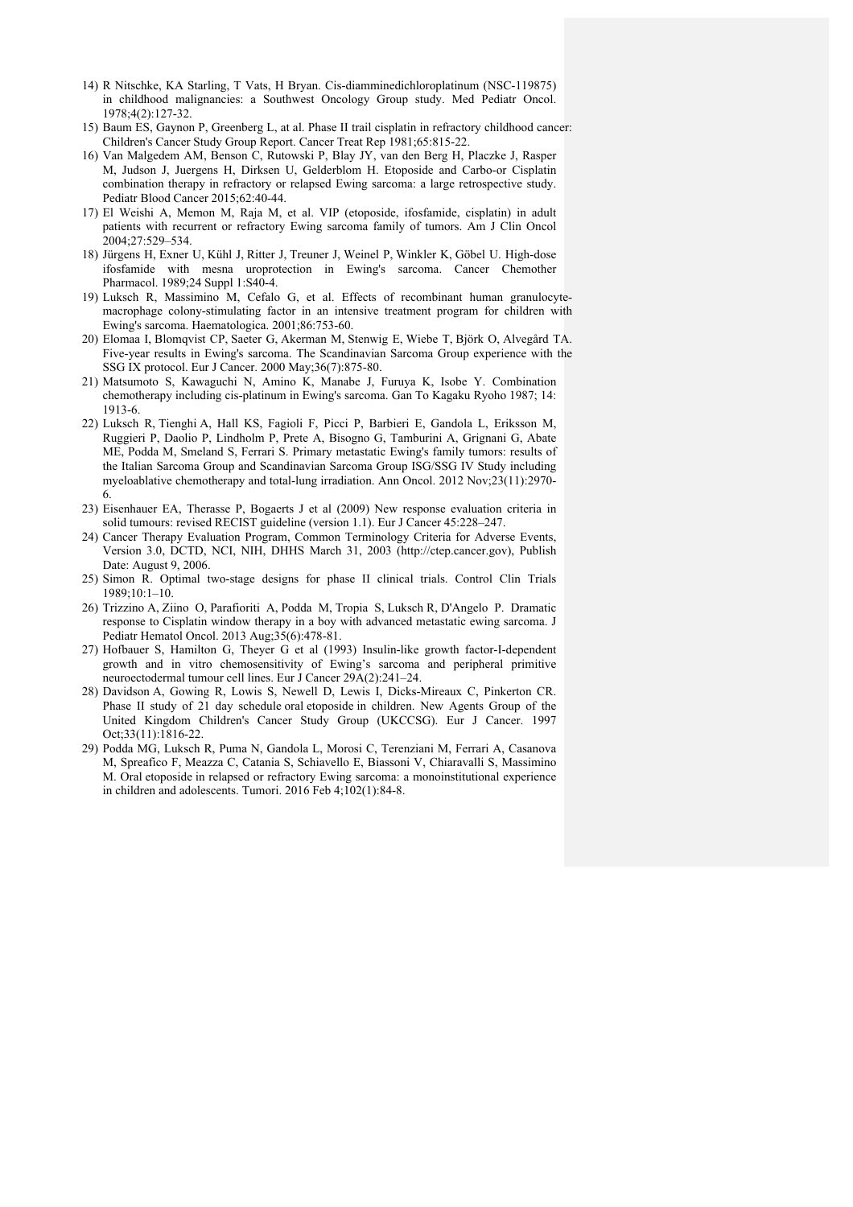14) R Nitschke, KA Starling, T Vats, H Bryan. Cis-diamminedichloroplatinum (NSC-119875) in childhood malignancies: a Southwest Oncology Group study. Med Pediatr Oncol. 1978;4(2):127-32.
15) Baum ES, Gaynon P, Greenberg L, at al. Phase II trail cisplatin in refractory childhood cancer: Children's Cancer Study Group Report. Cancer Treat Rep 1981;65:815-22.
16) Van Malgedem AM, Benson C, Rutowski P, Blay JY, van den Berg H, Placzke J, Rasper M, Judson J, Juergens H, Dirksen U, Gelderblom H. Etoposide and Carbo-or Cisplatin combination therapy in refractory or relapsed Ewing sarcoma: a large retrospective study. Pediatr Blood Cancer 2015;62:40-44.
17) El Weishi A, Memon M, Raja M, et al. VIP (etoposide, ifosfamide, cisplatin) in adult patients with recurrent or refractory Ewing sarcoma family of tumors. Am J Clin Oncol 2004;27:529–534.
18) Jürgens H, Exner U, Kühl J, Ritter J, Treuner J, Weinel P, Winkler K, Göbel U. High-dose ifosfamide with mesna uroprotection in Ewing's sarcoma. Cancer Chemother Pharmacol. 1989;24 Suppl 1:S40-4.
19) Luksch R, Massimino M, Cefalo G, et al. Effects of recombinant human granulocyte-macrophage colony-stimulating factor in an intensive treatment program for children with Ewing's sarcoma. Haematologica. 2001;86:753-60.
20) Elomaa I, Blomqvist CP, Saeter G, Akerman M, Stenwig E, Wiebe T, Björk O, Alvegård TA. Five-year results in Ewing's sarcoma. The Scandinavian Sarcoma Group experience with the SSG IX protocol. Eur J Cancer. 2000 May;36(7):875-80.
21) Matsumoto S, Kawaguchi N, Amino K, Manabe J, Furuya K, Isobe Y. Combination chemotherapy including cis-platinum in Ewing's sarcoma. Gan To Kagaku Ryoho 1987; 14: 1913-6.
22) Luksch R, Tienghi A, Hall KS, Fagioli F, Picci P, Barbieri E, Gandola L, Eriksson M, Ruggieri P, Daolio P, Lindholm P, Prete A, Bisogno G, Tamburini A, Grignani G, Abate ME, Podda M, Smeland S, Ferrari S. Primary metastatic Ewing's family tumors: results of the Italian Sarcoma Group and Scandinavian Sarcoma Group ISG/SSG IV Study including myeloablative chemotherapy and total-lung irradiation. Ann Oncol. 2012 Nov;23(11):2970-6.
23) Eisenhauer EA, Therasse P, Bogaerts J et al (2009) New response evaluation criteria in solid tumours: revised RECIST guideline (version 1.1). Eur J Cancer 45:228–247.
24) Cancer Therapy Evaluation Program, Common Terminology Criteria for Adverse Events, Version 3.0, DCTD, NCI, NIH, DHHS March 31, 2003 (http://ctep.cancer.gov), Publish Date: August 9, 2006.
25) Simon R. Optimal two-stage designs for phase II clinical trials. Control Clin Trials 1989;10:1–10.
26) Trizzino A, Ziino O, Parafioriti A, Podda M, Tropia S, Luksch R, D'Angelo P. Dramatic response to Cisplatin window therapy in a boy with advanced metastatic ewing sarcoma. J Pediatr Hematol Oncol. 2013 Aug;35(6):478-81.
27) Hofbauer S, Hamilton G, Theyer G et al (1993) Insulin-like growth factor-I-dependent growth and in vitro chemosensitivity of Ewing's sarcoma and peripheral primitive neuroectodermal tumour cell lines. Eur J Cancer 29A(2):241–24.
28) Davidson A, Gowing R, Lowis S, Newell D, Lewis I, Dicks-Mireaux C, Pinkerton CR. Phase II study of 21 day schedule oral etoposide in children. New Agents Group of the United Kingdom Children's Cancer Study Group (UKCCSG). Eur J Cancer. 1997 Oct;33(11):1816-22.
29) Podda MG, Luksch R, Puma N, Gandola L, Morosi C, Terenziani M, Ferrari A, Casanova M, Spreafico F, Meazza C, Catania S, Schiavello E, Biassoni V, Chiaravalli S, Massimino M. Oral etoposide in relapsed or refractory Ewing sarcoma: a monoinstitutional experience in children and adolescents. Tumori. 2016 Feb 4;102(1):84-8.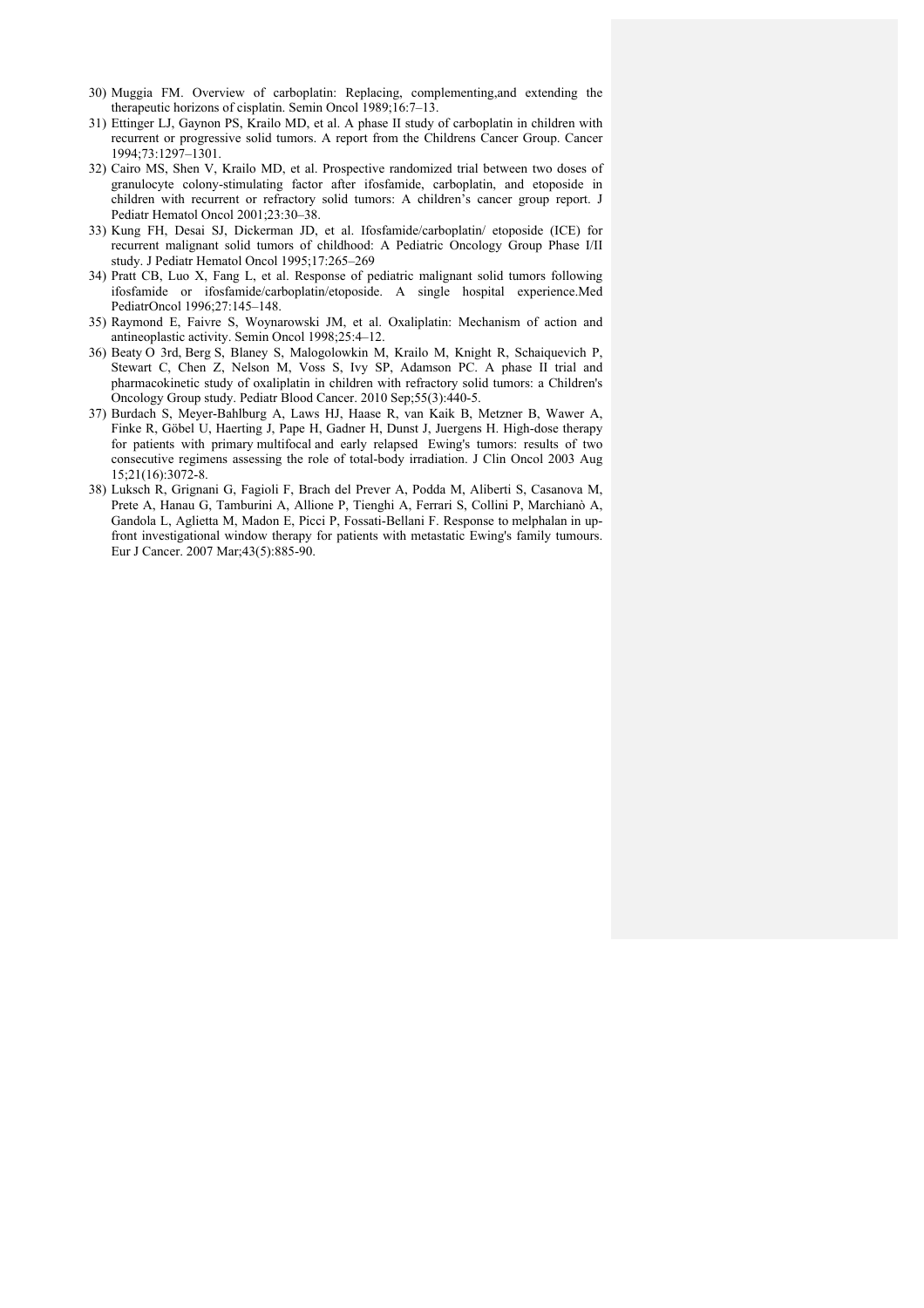30) Muggia FM. Overview of carboplatin: Replacing, complementing,and extending the therapeutic horizons of cisplatin. Semin Oncol 1989;16:7–13.
31) Ettinger LJ, Gaynon PS, Krailo MD, et al. A phase II study of carboplatin in children with recurrent or progressive solid tumors. A report from the Childrens Cancer Group. Cancer 1994;73:1297–1301.
32) Cairo MS, Shen V, Krailo MD, et al. Prospective randomized trial between two doses of granulocyte colony-stimulating factor after ifosfamide, carboplatin, and etoposide in children with recurrent or refractory solid tumors: A children's cancer group report. J Pediatr Hematol Oncol 2001;23:30–38.
33) Kung FH, Desai SJ, Dickerman JD, et al. Ifosfamide/carboplatin/ etoposide (ICE) for recurrent malignant solid tumors of childhood: A Pediatric Oncology Group Phase I/II study. J Pediatr Hematol Oncol 1995;17:265–269
34) Pratt CB, Luo X, Fang L, et al. Response of pediatric malignant solid tumors following ifosfamide or ifosfamide/carboplatin/etoposide. A single hospital experience.Med PediatrOncol 1996;27:145–148.
35) Raymond E, Faivre S, Woynarowski JM, et al. Oxaliplatin: Mechanism of action and antineoplastic activity. Semin Oncol 1998;25:4–12.
36) Beaty O 3rd, Berg S, Blaney S, Malogolowkin M, Krailo M, Knight R, Schaiquevich P, Stewart C, Chen Z, Nelson M, Voss S, Ivy SP, Adamson PC. A phase II trial and pharmacokinetic study of oxaliplatin in children with refractory solid tumors: a Children's Oncology Group study. Pediatr Blood Cancer. 2010 Sep;55(3):440-5.
37) Burdach S, Meyer-Bahlburg A, Laws HJ, Haase R, van Kaik B, Metzner B, Wawer A, Finke R, Göbel U, Haerting J, Pape H, Gadner H, Dunst J, Juergens H. High-dose therapy for patients with primary multifocal and early relapsed Ewing's tumors: results of two consecutive regimens assessing the role of total-body irradiation. J Clin Oncol 2003 Aug 15;21(16):3072-8.
38) Luksch R, Grignani G, Fagioli F, Brach del Prever A, Podda M, Aliberti S, Casanova M, Prete A, Hanau G, Tamburini A, Allione P, Tienghi A, Ferrari S, Collini P, Marchianò A, Gandola L, Aglietta M, Madon E, Picci P, Fossati-Bellani F. Response to melphalan in up-front investigational window therapy for patients with metastatic Ewing's family tumours. Eur J Cancer. 2007 Mar;43(5):885-90.